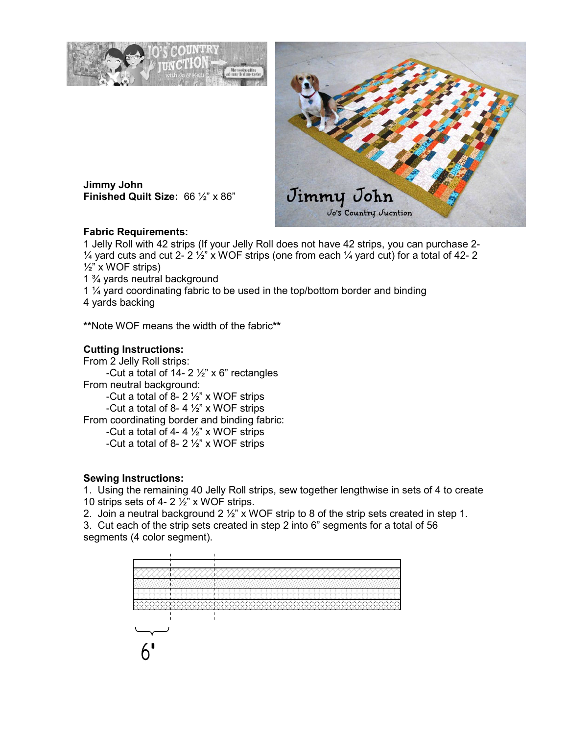**Jimmy John**
**Finished Quilt Size:** 66 ½" x 86"

**Fabric Requirements:**
1 Jelly Roll with 42 strips (If your Jelly Roll does not have 42 strips, you can purchase 2- ¼ yard cuts and cut 2- 2 ½" x WOF strips (one from each ¼ yard cut) for a total of 42- 2 ½" x WOF strips)
1 ¾ yards neutral background
1 ¼ yard coordinating fabric to be used in the top/bottom border and binding
4 yards backing

****Note WOF means the width of the fabric****

**Cutting Instructions:**
From 2 Jelly Roll strips:
- Cut a total of 14- 2 ½" x 6" rectangles

From neutral background:
- Cut a total of 8- 2 ½" x WOF strips
- Cut a total of 8- 4 ½" x WOF strips

From coordinating border and binding fabric:
- Cut a total of 4- 4 ½" x WOF strips
- Cut a total of 8- 2 ½" x WOF strips

**Sewing Instructions:**
1. Using the remaining 40 Jelly Roll strips, sew together lengthwise in sets of 4 to create 10 strips sets of 4- 2 ½" x WOF strips.
2. Join a neutral background 2 ½" x WOF strip to 8 of the strip sets created in step 1.
3. Cut each of the strip sets created in step 2 into 6" segments for a total of 56 segments (4 color segment).

6"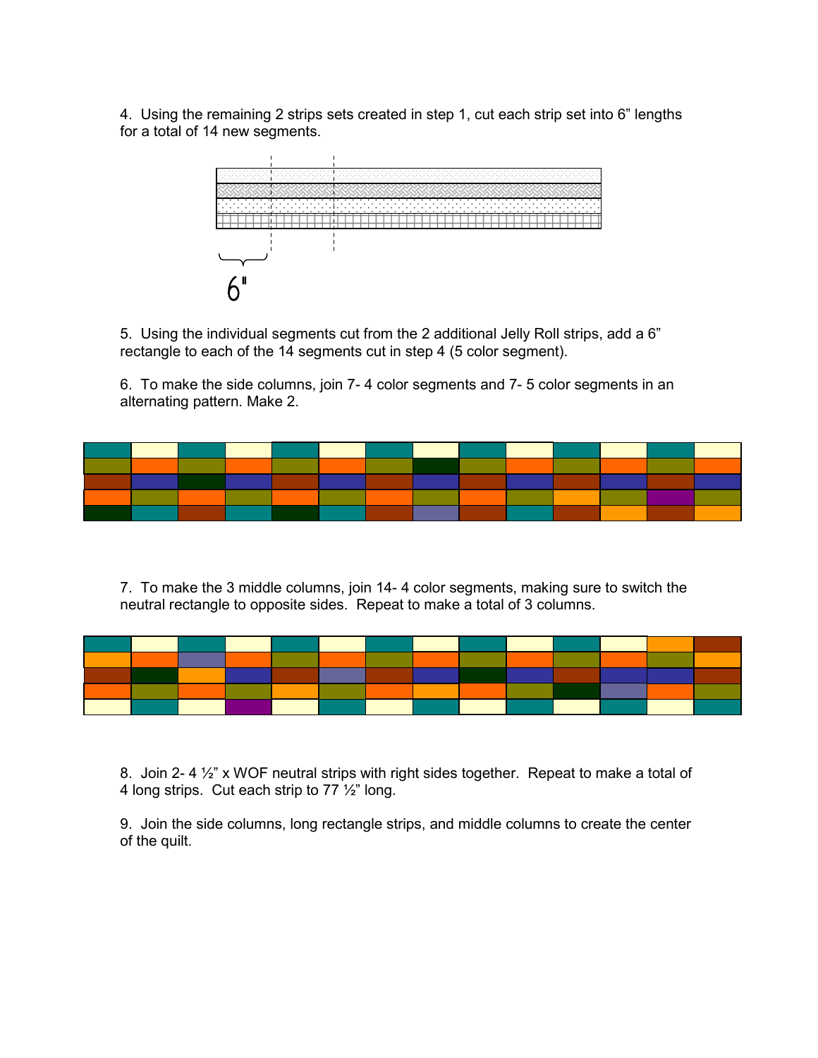4. Using the remaining 2 strips sets created in step 1, cut each strip set into 6" lengths for a total of 14 new segments.

6"

5. Using the individual segments cut from the 2 additional Jelly Roll strips, add a 6" rectangle to each of the 14 segments cut in step 4 (5 color segment).

6. To make the side columns, join 7- 4 color segments and 7- 5 color segments in an alternating pattern. Make 2.

7. To make the 3 middle columns, join 14- 4 color segments, making sure to switch the neutral rectangle to opposite sides. Repeat to make a total of 3 columns.

8. Join 2- 4 ½" x WOF neutral strips with right sides together. Repeat to make a total of 4 long strips. Cut each strip to 77 ½" long.

9. Join the side columns, long rectangle strips, and middle columns to create the center of the quilt.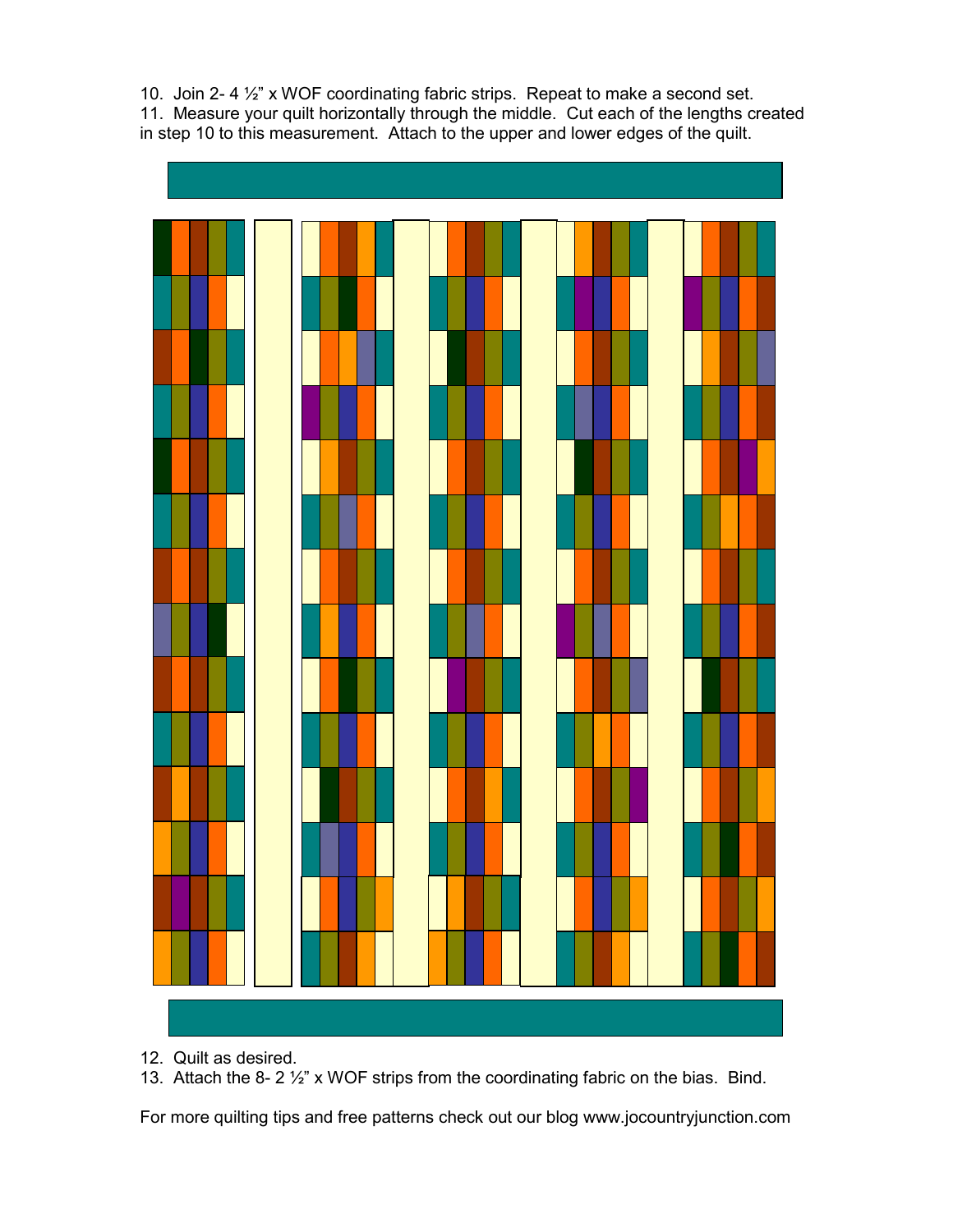10. Join 2- 4 ½" x WOF coordinating fabric strips. Repeat to make a second set.
11. Measure your quilt horizontally through the middle. Cut each of the lengths created in step 10 to this measurement. Attach to the upper and lower edges of the quilt.

12. Quilt as desired.
13. Attach the 8- 2 ½" x WOF strips from the coordinating fabric on the bias. Bind.

For more quilting tips and free patterns check out our blog www.jocountryjunction.com